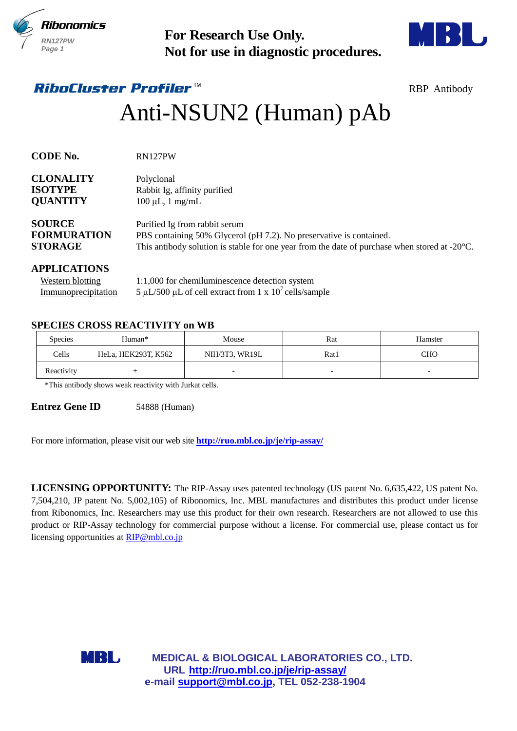**For Research Use Only.**
**Not for use in diagnostic procedures.**

***RiboCluster Profiler***™ RBP Antibody

# Anti-NSUN2 (Human) pAb

**CODE No.** RN127PW

**CLONALITY** Polyclonal
**ISOTYPE** Rabbit Ig, affinity purified
**QUANTITY** 100 μL, 1 mg/mL

**SOURCE** Purified Ig from rabbit serum
**FORMURATION** PBS containing 50% Glycerol (pH 7.2). No preservative is contained.
**STORAGE** This antibody solution is stable for one year from the date of purchase when stored at -20°C.

**APPLICATIONS**

Western blotting 1:1,000 for chemiluminescence detection system
Immunoprecipitation 5 μL/500 μL of cell extract from 1 x $10^7$ cells/sample

**SPECIES CROSS REACTIVITY on WB**

| Species | Human* | Mouse | Rat | Hamster |
|---|---|---|---|---|
| Cells | HeLa, HEK293T, K562 | NIH/3T3, WR19L | Rat1 | CHO |
| Reactivity | + | - | - | - |

*This antibody shows weak reactivity with Jurkat cells.

**Entrez Gene ID** 54888 (Human)

For more information, please visit our web site **http://ruo.mbl.co.jp/je/rip-assay/**

**LICENSING OPPORTUNITY:** The RIP-Assay uses patented technology (US patent No. 6,635,422, US patent No. 7,504,210, JP patent No. 5,002,105) of Ribonomics, Inc. MBL manufactures and distributes this product under license from Ribonomics, Inc. Researchers may use this product for their own research. Researchers are not allowed to use this product or RIP-Assay technology for commercial purpose without a license. For commercial use, please contact us for licensing opportunities at RIP@mbl.co.jp

**MEDICAL & BIOLOGICAL LABORATORIES CO., LTD.**
**URL http://ruo.mbl.co.jp/je/rip-assay/**
**e-mail support@mbl.co.jp, TEL 052-238-1904**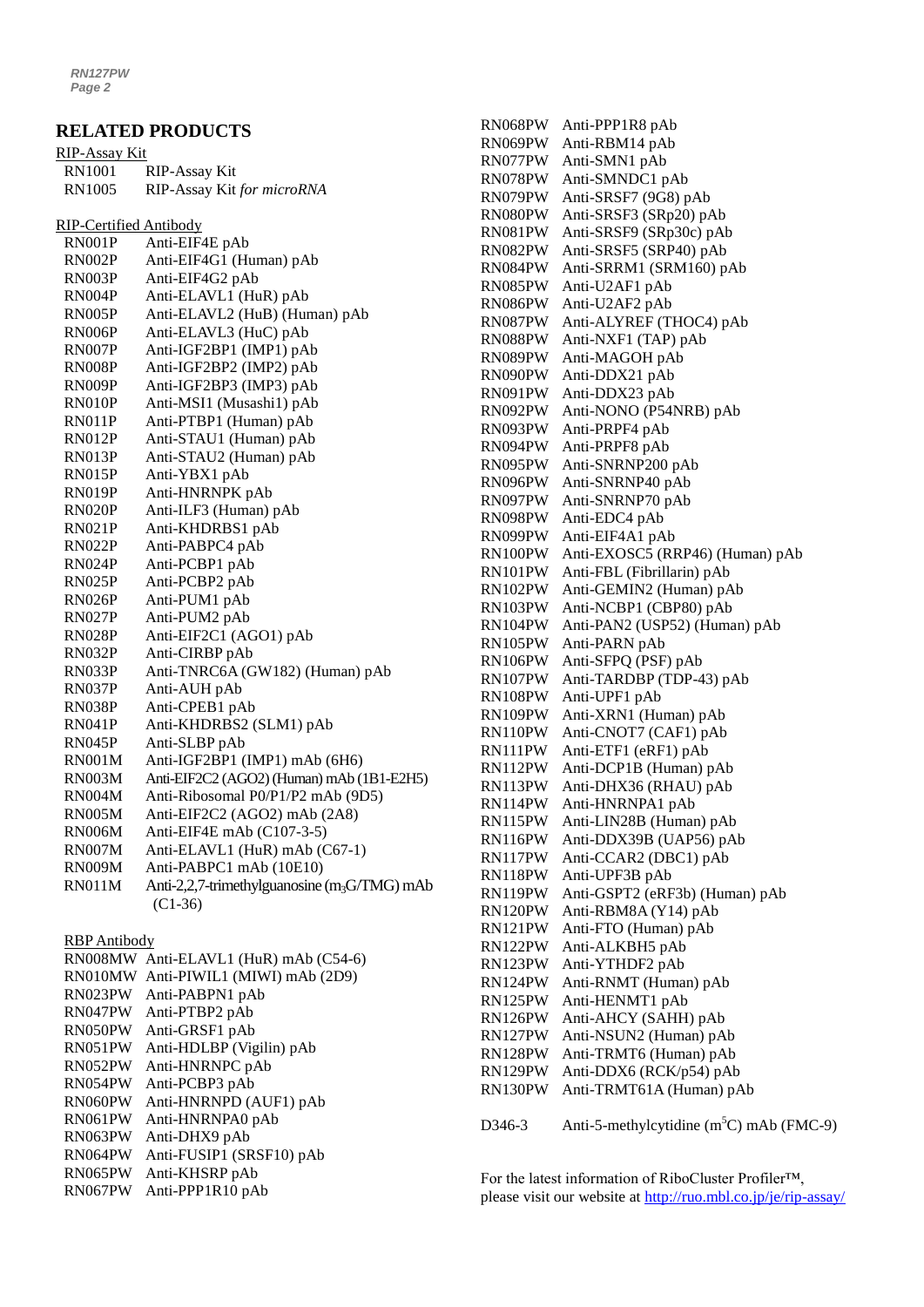## RELATED PRODUCTS

RIP-Assay Kit

| | |
|---|---|
| RN1001 | RIP-Assay Kit |
| RN1005 | RIP-Assay Kit *for microRNA* |

RIP-Certified Antibody

| | |
|---|---|
| RN001P | Anti-EIF4E pAb |
| RN002P | Anti-EIF4G1 (Human) pAb |
| RN003P | Anti-EIF4G2 pAb |
| RN004P | Anti-ELAVL1 (HuR) pAb |
| RN005P | Anti-ELAVL2 (HuB) (Human) pAb |
| RN006P | Anti-ELAVL3 (HuC) pAb |
| RN007P | Anti-IGF2BP1 (IMP1) pAb |
| RN008P | Anti-IGF2BP2 (IMP2) pAb |
| RN009P | Anti-IGF2BP3 (IMP3) pAb |
| RN010P | Anti-MSI1 (Musashi1) pAb |
| RN011P | Anti-PTBP1 (Human) pAb |
| RN012P | Anti-STAU1 (Human) pAb |
| RN013P | Anti-STAU2 (Human) pAb |
| RN015P | Anti-YBX1 pAb |
| RN019P | Anti-HNRNPK pAb |
| RN020P | Anti-ILF3 (Human) pAb |
| RN021P | Anti-KHDRBS1 pAb |
| RN022P | Anti-PABPC4 pAb |
| RN024P | Anti-PCBP1 pAb |
| RN025P | Anti-PCBP2 pAb |
| RN026P | Anti-PUM1 pAb |
| RN027P | Anti-PUM2 pAb |
| RN028P | Anti-EIF2C1 (AGO1) pAb |
| RN032P | Anti-CIRBP pAb |
| RN033P | Anti-TNRC6A (GW182) (Human) pAb |
| RN037P | Anti-AUH pAb |
| RN038P | Anti-CPEB1 pAb |
| RN041P | Anti-KHDRBS2 (SLM1) pAb |
| RN045P | Anti-SLBP pAb |
| RN001M | Anti-IGF2BP1 (IMP1) mAb (6H6) |
| RN003M | Anti-EIF2C2 (AGO2) (Human) mAb (1B1-E2H5) |
| RN004M | Anti-Ribosomal P0/P1/P2 mAb (9D5) |
| RN005M | Anti-EIF2C2 (AGO2) mAb (2A8) |
| RN006M | Anti-EIF4E mAb (C107-3-5) |
| RN007M | Anti-ELAVL1 (HuR) mAb (C67-1) |
| RN009M | Anti-PABPC1 mAb (10E10) |
| RN011M | Anti-2,2,7-trimethylguanosine ($m_3G$/TMG) mAb (C1-36) |

RBP Antibody

| | |
|---|---|
| RN008MW | Anti-ELAVL1 (HuR) mAb (C54-6) |
| RN010MW | Anti-PIWIL1 (MIWI) mAb (2D9) |
| RN023PW | Anti-PABPN1 pAb |
| RN047PW | Anti-PTBP2 pAb |
| RN050PW | Anti-GRSF1 pAb |
| RN051PW | Anti-HDLBP (Vigilin) pAb |
| RN052PW | Anti-HNRNPC pAb |
| RN054PW | Anti-PCBP3 pAb |
| RN060PW | Anti-HNRNPD (AUF1) pAb |
| RN061PW | Anti-HNRNPA0 pAb |
| RN063PW | Anti-DHX9 pAb |
| RN064PW | Anti-FUSIP1 (SRSF10) pAb |
| RN065PW | Anti-KHSRP pAb |
| RN067PW | Anti-PPP1R10 pAb |
| RN068PW | Anti-PPP1R8 pAb |
| RN069PW | Anti-RBM14 pAb |
| RN077PW | Anti-SMN1 pAb |
| RN078PW | Anti-SMNDC1 pAb |
| RN079PW | Anti-SRSF7 (9G8) pAb |
| RN080PW | Anti-SRSF3 (SRp20) pAb |
| RN081PW | Anti-SRSF9 (SRp30c) pAb |
| RN082PW | Anti-SRSF5 (SRP40) pAb |
| RN084PW | Anti-SRRM1 (SRM160) pAb |
| RN085PW | Anti-U2AF1 pAb |
| RN086PW | Anti-U2AF2 pAb |
| RN087PW | Anti-ALYREF (THOC4) pAb |
| RN088PW | Anti-NXF1 (TAP) pAb |
| RN089PW | Anti-MAGOH pAb |
| RN090PW | Anti-DDX21 pAb |
| RN091PW | Anti-DDX23 pAb |
| RN092PW | Anti-NONO (P54NRB) pAb |
| RN093PW | Anti-PRPF4 pAb |
| RN094PW | Anti-PRPF8 pAb |
| RN095PW | Anti-SNRNP200 pAb |
| RN096PW | Anti-SNRNP40 pAb |
| RN097PW | Anti-SNRNP70 pAb |
| RN098PW | Anti-EDC4 pAb |
| RN099PW | Anti-EIF4A1 pAb |
| RN100PW | Anti-EXOSC5 (RRP46) (Human) pAb |
| RN101PW | Anti-FBL (Fibrillarin) pAb |
| RN102PW | Anti-GEMIN2 (Human) pAb |
| RN103PW | Anti-NCBP1 (CBP80) pAb |
| RN104PW | Anti-PAN2 (USP52) (Human) pAb |
| RN105PW | Anti-PARN pAb |
| RN106PW | Anti-SFPQ (PSF) pAb |
| RN107PW | Anti-TARDBP (TDP-43) pAb |
| RN108PW | Anti-UPF1 pAb |
| RN109PW | Anti-XRN1 (Human) pAb |
| RN110PW | Anti-CNOT7 (CAF1) pAb |
| RN111PW | Anti-ETF1 (eRF1) pAb |
| RN112PW | Anti-DCP1B (Human) pAb |
| RN113PW | Anti-DHX36 (RHAU) pAb |
| RN114PW | Anti-HNRNPA1 pAb |
| RN115PW | Anti-LIN28B (Human) pAb |
| RN116PW | Anti-DDX39B (UAP56) pAb |
| RN117PW | Anti-CCAR2 (DBC1) pAb |
| RN118PW | Anti-UPF3B pAb |
| RN119PW | Anti-GSPT2 (eRF3b) (Human) pAb |
| RN120PW | Anti-RBM8A (Y14) pAb |
| RN121PW | Anti-FTO (Human) pAb |
| RN122PW | Anti-ALKBH5 pAb |
| RN123PW | Anti-YTHDF2 pAb |
| RN124PW | Anti-RNMT (Human) pAb |
| RN125PW | Anti-HENMT1 pAb |
| RN126PW | Anti-AHCY (SAHH) pAb |
| RN127PW | Anti-NSUN2 (Human) pAb |
| RN128PW | Anti-TRMT6 (Human) pAb |
| RN129PW | Anti-DDX6 (RCK/p54) pAb |
| RN130PW | Anti-TRMT61A (Human) pAb |

| | |
|---|---|
| D346-3 | Anti-5-methylcytidine ($m^5C$) mAb (FMC-9) |

For the latest information of RiboCluster Profiler™, please visit our website at http://ruo.mbl.co.jp/je/rip-assay/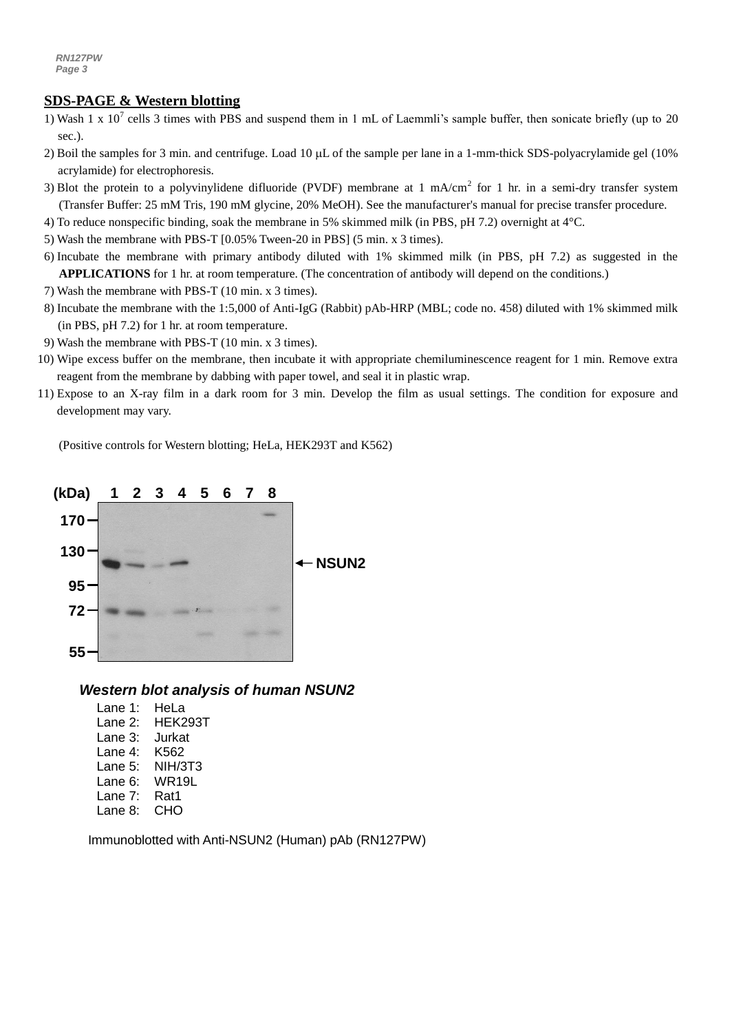## SDS-PAGE & Western blotting

1) Wash 1 x $10^7$ cells 3 times with PBS and suspend them in 1 mL of Laemmli's sample buffer, then sonicate briefly (up to 20 sec.).
2) Boil the samples for 3 min. and centrifuge. Load 10 μL of the sample per lane in a 1-mm-thick SDS-polyacrylamide gel (10% acrylamide) for electrophoresis.
3) Blot the protein to a polyvinylidene difluoride (PVDF) membrane at 1 mA/$cm^2$ for 1 hr. in a semi-dry transfer system (Transfer Buffer: 25 mM Tris, 190 mM glycine, 20% MeOH). See the manufacturer's manual for precise transfer procedure.
4) To reduce nonspecific binding, soak the membrane in 5% skimmed milk (in PBS, pH 7.2) overnight at 4°C.
5) Wash the membrane with PBS-T [0.05% Tween-20 in PBS] (5 min. x 3 times).
6) Incubate the membrane with primary antibody diluted with 1% skimmed milk (in PBS, pH 7.2) as suggested in the **APPLICATIONS** for 1 hr. at room temperature. (The concentration of antibody will depend on the conditions.)
7) Wash the membrane with PBS-T (10 min. x 3 times).
8) Incubate the membrane with the 1:5,000 of Anti-IgG (Rabbit) pAb-HRP (MBL; code no. 458) diluted with 1% skimmed milk (in PBS, pH 7.2) for 1 hr. at room temperature.
9) Wash the membrane with PBS-T (10 min. x 3 times).
10) Wipe excess buffer on the membrane, then incubate it with appropriate chemiluminescence reagent for 1 min. Remove extra reagent from the membrane by dabbing with paper towel, and seal it in plastic wrap.
11) Expose to an X-ray film in a dark room for 3 min. Develop the film as usual settings. The condition for exposure and development may vary.

(Positive controls for Western blotting; HeLa, HEK293T and K562)

(kDa) 1 2 3 4 5 6 7 8

170, 130, 95, 72, 55

← NSUN2

***Western blot analysis of human NSUN2***

Lane 1: HeLa
Lane 2: HEK293T
Lane 3: Jurkat
Lane 4: K562
Lane 5: NIH/3T3
Lane 6: WR19L
Lane 7: Rat1
Lane 8: CHO

Immunoblotted with Anti-NSUN2 (Human) pAb (RN127PW)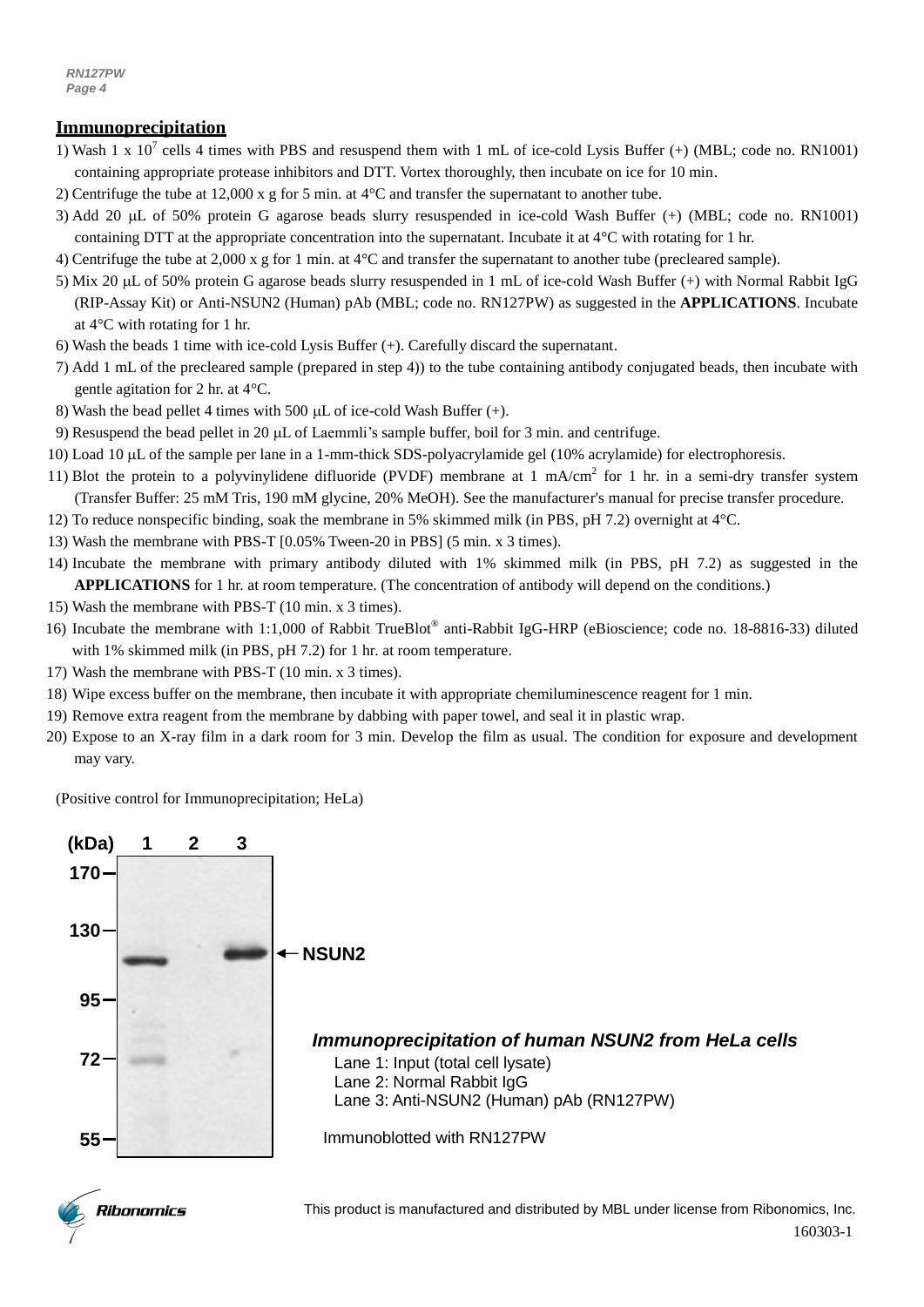## Immunoprecipitation

1) Wash 1 x $10^7$ cells 4 times with PBS and resuspend them with 1 mL of ice-cold Lysis Buffer (+) (MBL; code no. RN1001) containing appropriate protease inhibitors and DTT. Vortex thoroughly, then incubate on ice for 10 min.
2) Centrifuge the tube at 12,000 x g for 5 min. at 4°C and transfer the supernatant to another tube.
3) Add 20 μL of 50% protein G agarose beads slurry resuspended in ice-cold Wash Buffer (+) (MBL; code no. RN1001) containing DTT at the appropriate concentration into the supernatant. Incubate it at 4°C with rotating for 1 hr.
4) Centrifuge the tube at 2,000 x g for 1 min. at 4°C and transfer the supernatant to another tube (precleared sample).
5) Mix 20 μL of 50% protein G agarose beads slurry resuspended in 1 mL of ice-cold Wash Buffer (+) with Normal Rabbit IgG (RIP-Assay Kit) or Anti-NSUN2 (Human) pAb (MBL; code no. RN127PW) as suggested in the **APPLICATIONS**. Incubate at 4°C with rotating for 1 hr.
6) Wash the beads 1 time with ice-cold Lysis Buffer (+). Carefully discard the supernatant.
7) Add 1 mL of the precleared sample (prepared in step 4)) to the tube containing antibody conjugated beads, then incubate with gentle agitation for 2 hr. at 4°C.
8) Wash the bead pellet 4 times with 500 μL of ice-cold Wash Buffer (+).
9) Resuspend the bead pellet in 20 μL of Laemmli's sample buffer, boil for 3 min. and centrifuge.
10) Load 10 μL of the sample per lane in a 1-mm-thick SDS-polyacrylamide gel (10% acrylamide) for electrophoresis.
11) Blot the protein to a polyvinylidene difluoride (PVDF) membrane at 1 mA/$cm^2$ for 1 hr. in a semi-dry transfer system (Transfer Buffer: 25 mM Tris, 190 mM glycine, 20% MeOH). See the manufacturer's manual for precise transfer procedure.
12) To reduce nonspecific binding, soak the membrane in 5% skimmed milk (in PBS, pH 7.2) overnight at 4°C.
13) Wash the membrane with PBS-T [0.05% Tween-20 in PBS] (5 min. x 3 times).
14) Incubate the membrane with primary antibody diluted with 1% skimmed milk (in PBS, pH 7.2) as suggested in the **APPLICATIONS** for 1 hr. at room temperature. (The concentration of antibody will depend on the conditions.)
15) Wash the membrane with PBS-T (10 min. x 3 times).
16) Incubate the membrane with 1:1,000 of Rabbit TrueBlot® anti-Rabbit IgG-HRP (eBioscience; code no. 18-8816-33) diluted with 1% skimmed milk (in PBS, pH 7.2) for 1 hr. at room temperature.
17) Wash the membrane with PBS-T (10 min. x 3 times).
18) Wipe excess buffer on the membrane, then incubate it with appropriate chemiluminescence reagent for 1 min.
19) Remove extra reagent from the membrane by dabbing with paper towel, and seal it in plastic wrap.
20) Expose to an X-ray film in a dark room for 3 min. Develop the film as usual. The condition for exposure and development may vary.

(Positive control for Immunoprecipitation; HeLa)

(kDa) 1 2 3
170
130
95
72
55
NSUN2

***Immunoprecipitation of human NSUN2 from HeLa cells***

Lane 1: Input (total cell lysate)
Lane 2: Normal Rabbit IgG
Lane 3: Anti-NSUN2 (Human) pAb (RN127PW)

Immunoblotted with RN127PW

Ribonomics

This product is manufactured and distributed by MBL under license from Ribonomics, Inc.

160303-1